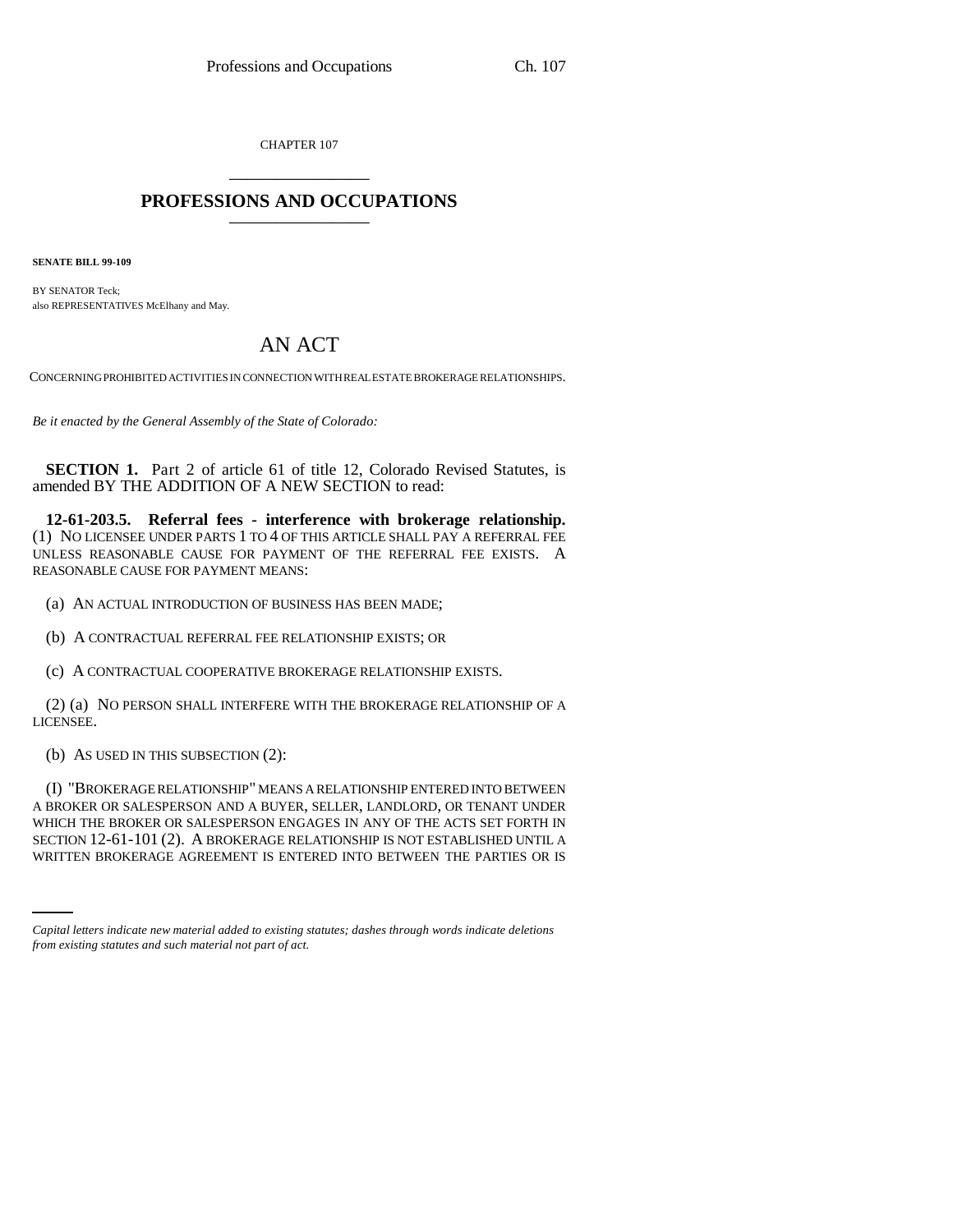CHAPTER 107

# PROFESSIONS AND OCCUPATIONS

**SENATE BILL 99-109**

BY SENATOR Teck;
also REPRESENTATIVES McElhany and May.

## AN ACT

CONCERNING PROHIBITED ACTIVITIES IN CONNECTION WITH REAL ESTATE BROKERAGE RELATIONSHIPS.

*Be it enacted by the General Assembly of the State of Colorado:*

**SECTION 1.** Part 2 of article 61 of title 12, Colorado Revised Statutes, is amended BY THE ADDITION OF A NEW SECTION to read:

**12-61-203.5. Referral fees - interference with brokerage relationship.** (1) NO LICENSEE UNDER PARTS 1 TO 4 OF THIS ARTICLE SHALL PAY A REFERRAL FEE UNLESS REASONABLE CAUSE FOR PAYMENT OF THE REFERRAL FEE EXISTS. A REASONABLE CAUSE FOR PAYMENT MEANS:

(a) AN ACTUAL INTRODUCTION OF BUSINESS HAS BEEN MADE;

(b) A CONTRACTUAL REFERRAL FEE RELATIONSHIP EXISTS; OR

(c) A CONTRACTUAL COOPERATIVE BROKERAGE RELATIONSHIP EXISTS.

(2) (a) NO PERSON SHALL INTERFERE WITH THE BROKERAGE RELATIONSHIP OF A LICENSEE.

(b) AS USED IN THIS SUBSECTION (2):

(I) "BROKERAGE RELATIONSHIP" MEANS A RELATIONSHIP ENTERED INTO BETWEEN A BROKER OR SALESPERSON AND A BUYER, SELLER, LANDLORD, OR TENANT UNDER WHICH THE BROKER OR SALESPERSON ENGAGES IN ANY OF THE ACTS SET FORTH IN SECTION 12-61-101 (2). A BROKERAGE RELATIONSHIP IS NOT ESTABLISHED UNTIL A WRITTEN BROKERAGE AGREEMENT IS ENTERED INTO BETWEEN THE PARTIES OR IS

*Capital letters indicate new material added to existing statutes; dashes through words indicate deletions from existing statutes and such material not part of act.*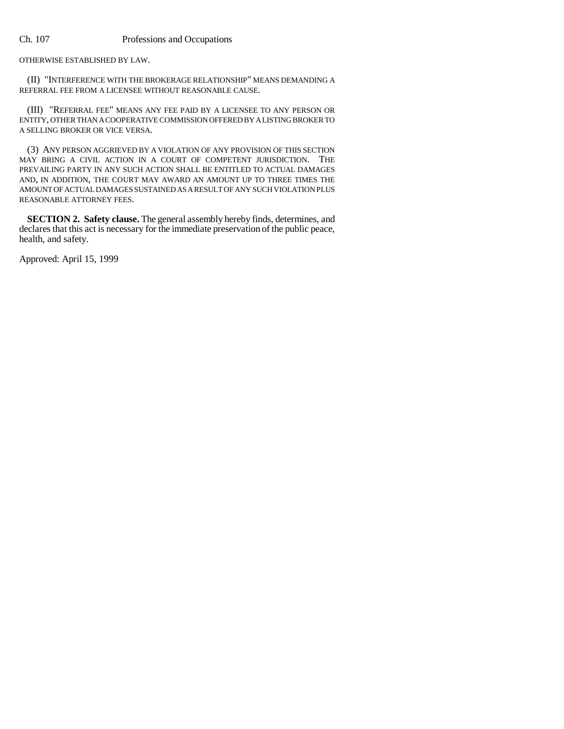OTHERWISE ESTABLISHED BY LAW.

(II) "INTERFERENCE WITH THE BROKERAGE RELATIONSHIP" MEANS DEMANDING A REFERRAL FEE FROM A LICENSEE WITHOUT REASONABLE CAUSE.

(III) "REFERRAL FEE" MEANS ANY FEE PAID BY A LICENSEE TO ANY PERSON OR ENTITY, OTHER THAN A COOPERATIVE COMMISSION OFFERED BY A LISTING BROKER TO A SELLING BROKER OR VICE VERSA.

(3) ANY PERSON AGGRIEVED BY A VIOLATION OF ANY PROVISION OF THIS SECTION MAY BRING A CIVIL ACTION IN A COURT OF COMPETENT JURISDICTION. THE PREVAILING PARTY IN ANY SUCH ACTION SHALL BE ENTITLED TO ACTUAL DAMAGES AND, IN ADDITION, THE COURT MAY AWARD AN AMOUNT UP TO THREE TIMES THE AMOUNT OF ACTUAL DAMAGES SUSTAINED AS A RESULT OF ANY SUCH VIOLATION PLUS REASONABLE ATTORNEY FEES.

**SECTION 2. Safety clause.** The general assembly hereby finds, determines, and declares that this act is necessary for the immediate preservation of the public peace, health, and safety.

Approved: April 15, 1999